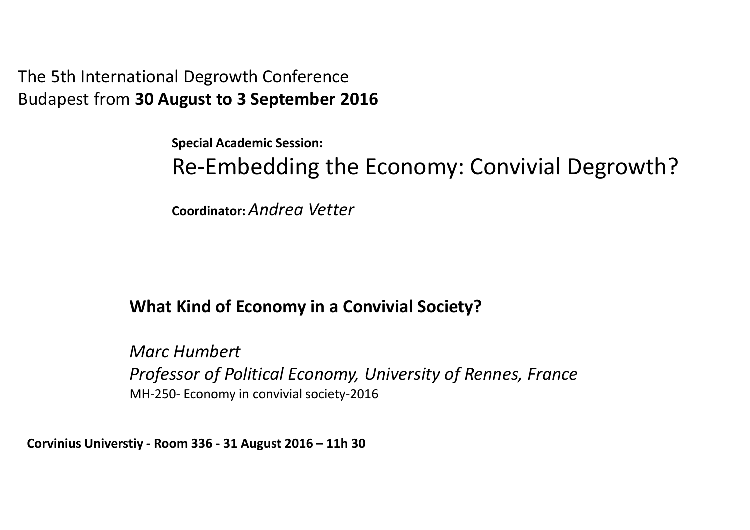The 5th International Degrowth Conference
Budapest from **30 August to 3 September 2016**

**Special Academic Session:**

# Re-Embedding the Economy: Convivial Degrowth?

**Coordinator:** *Andrea Vetter*

## What Kind of Economy in a Convivial Society?

*Marc Humbert*
*Professor of Political Economy, University of Rennes, France*
MH-250- Economy in convivial society-2016

**Corvinius Universtiy - Room 336 - 31 August 2016 – 11h 30**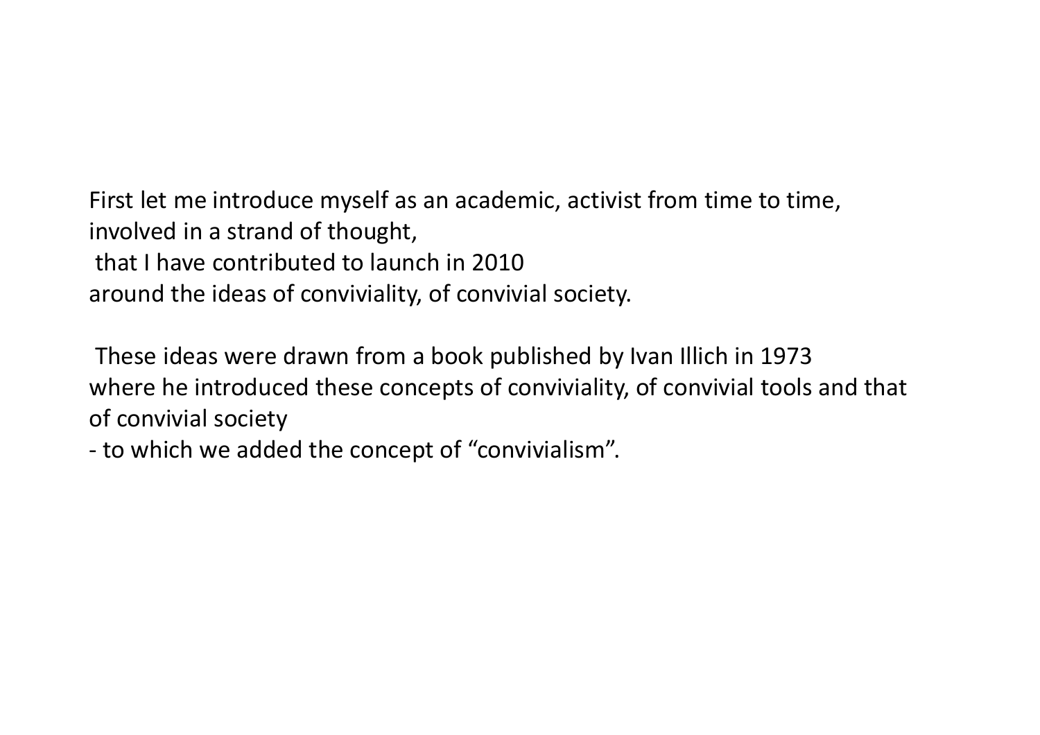First let me introduce myself as an academic, activist from time to time,
involved in a strand of thought,
that I have contributed to launch in 2010
around the ideas of conviviality, of convivial society.

These ideas were drawn from a book published by Ivan Illich in 1973
where he introduced these concepts of conviviality, of convivial tools and that
of convivial society
- to which we added the concept of "convivialism".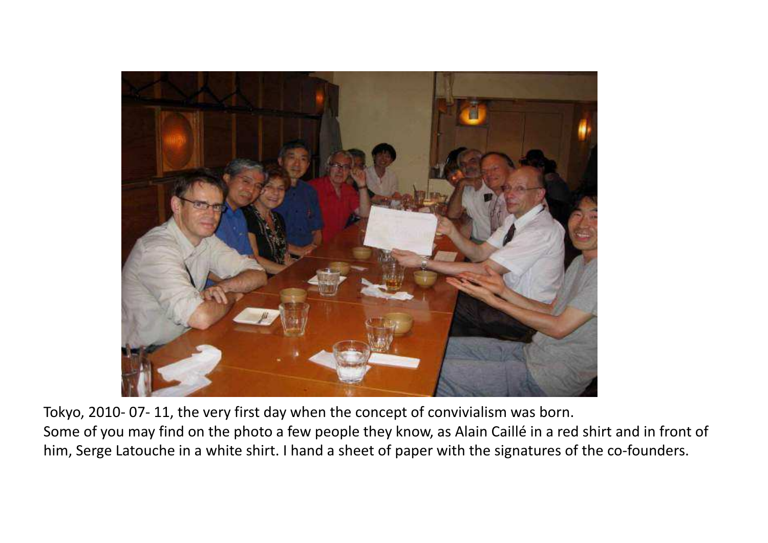Tokyo, 2010- 07- 11, the very first day when the concept of convivialism was born.
Some of you may find on the photo a few people they know, as Alain Caillé in a red shirt and in front of him, Serge Latouche in a white shirt. I hand a sheet of paper with the signatures of the co-founders.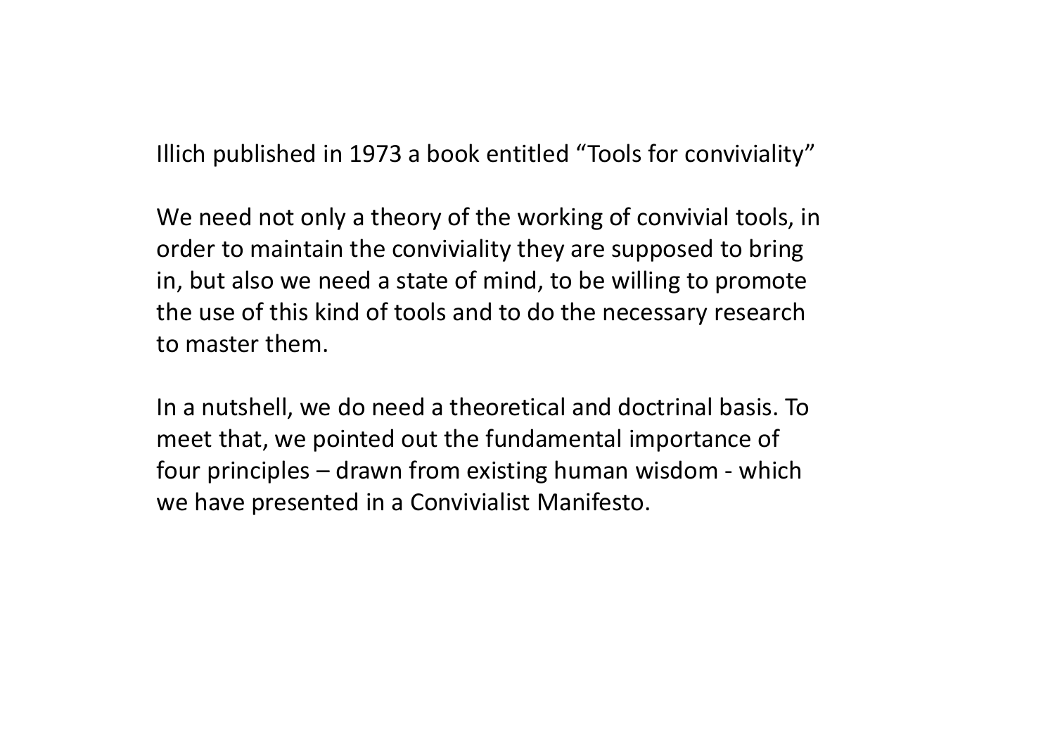Illich published in 1973 a book entitled “Tools for conviviality”

We need not only a theory of the working of convivial tools, in order to maintain the conviviality they are supposed to bring in, but also we need a state of mind, to be willing to promote the use of this kind of tools and to do the necessary research to master them.

In a nutshell, we do need a theoretical and doctrinal basis. To meet that, we pointed out the fundamental importance of four principles – drawn from existing human wisdom - which we have presented in a Convivialist Manifesto.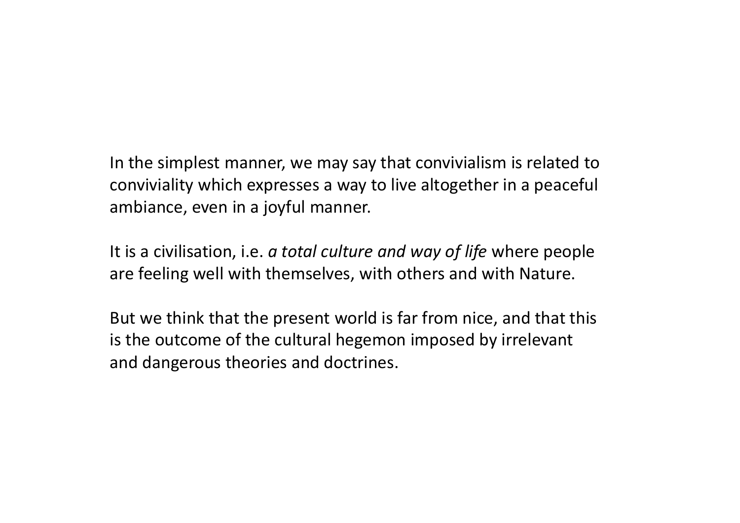In the simplest manner, we may say that convivialism is related to conviviality which expresses a way to live altogether in a peaceful ambiance, even in a joyful manner.

It is a civilisation, i.e. *a total culture and way of life* where people are feeling well with themselves, with others and with Nature.

But we think that the present world is far from nice, and that this is the outcome of the cultural hegemon imposed by irrelevant and dangerous theories and doctrines.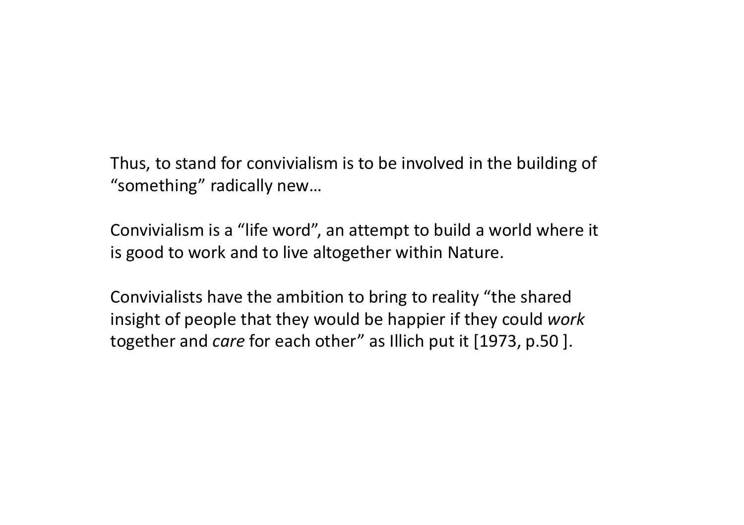Thus, to stand for convivialism is to be involved in the building of "something" radically new…

Convivialism is a "life word", an attempt to build a world where it is good to work and to live altogether within Nature.

Convivialists have the ambition to bring to reality "the shared insight of people that they would be happier if they could *work* together and *care* for each other" as Illich put it [1973, p.50 ].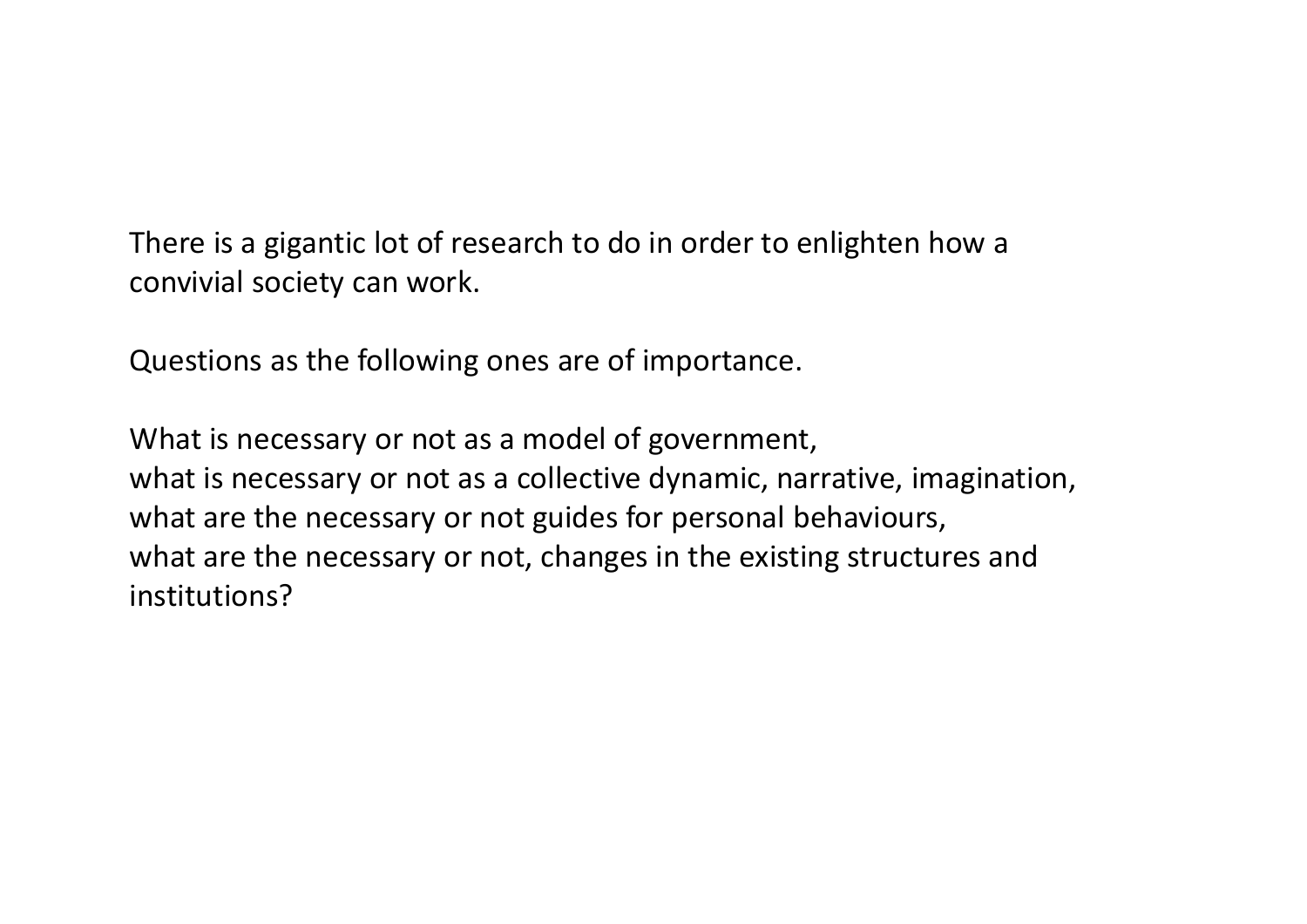There is a gigantic lot of research to do in order to enlighten how a convivial society can work.

Questions as the following ones are of importance.

What is necessary or not as a model of government,  
what is necessary or not as a collective dynamic, narrative, imagination,  
what are the necessary or not guides for personal behaviours,  
what are the necessary or not, changes in the existing structures and institutions?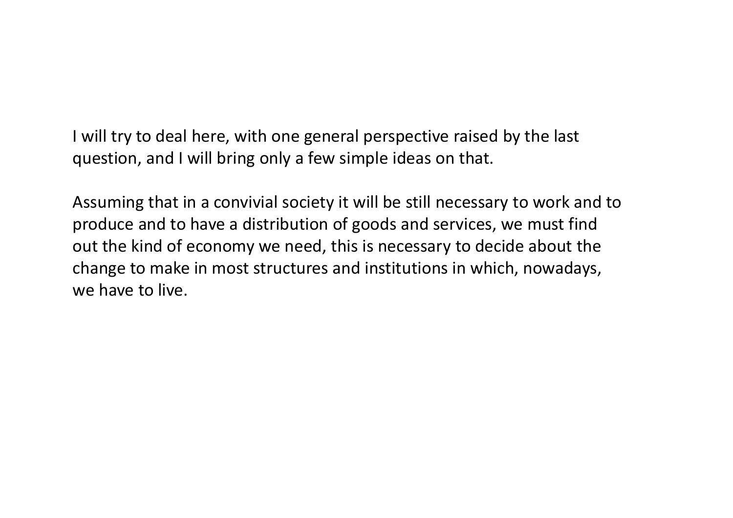I will try to deal here, with one general perspective raised by the last question, and I will bring only a few simple ideas on that.

Assuming that in a convivial society it will be still necessary to work and to produce and to have a distribution of goods and services, we must find out the kind of economy we need, this is necessary to decide about the change to make in most structures and institutions in which, nowadays, we have to live.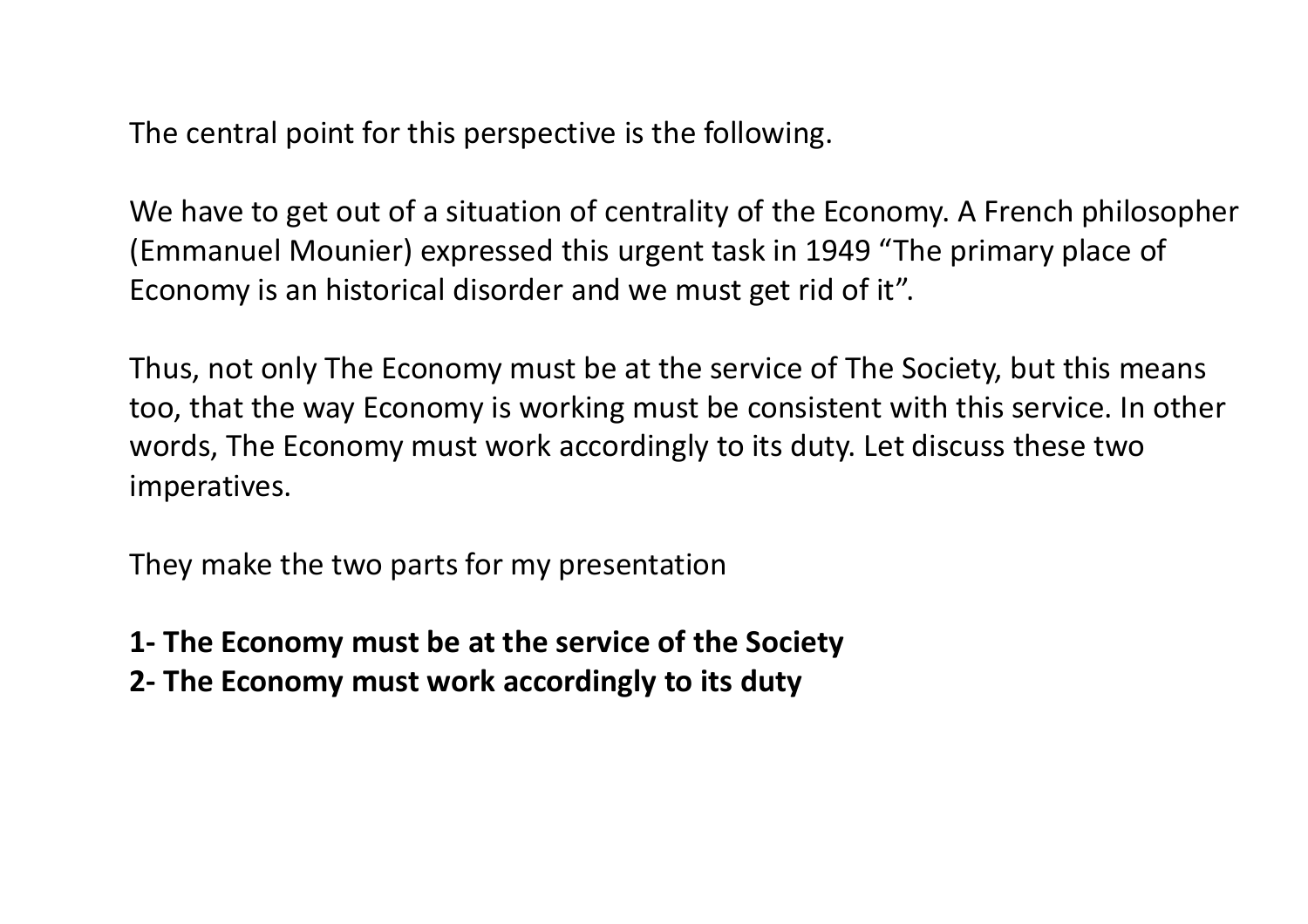The central point for this perspective is the following.

We have to get out of a situation of centrality of the Economy. A French philosopher (Emmanuel Mounier) expressed this urgent task in 1949 "The primary place of Economy is an historical disorder and we must get rid of it".

Thus, not only The Economy must be at the service of The Society, but this means too, that the way Economy is working must be consistent with this service. In other words, The Economy must work accordingly to its duty. Let discuss these two imperatives.

They make the two parts for my presentation

**1- The Economy must be at the service of the Society**
**2- The Economy must work accordingly to its duty**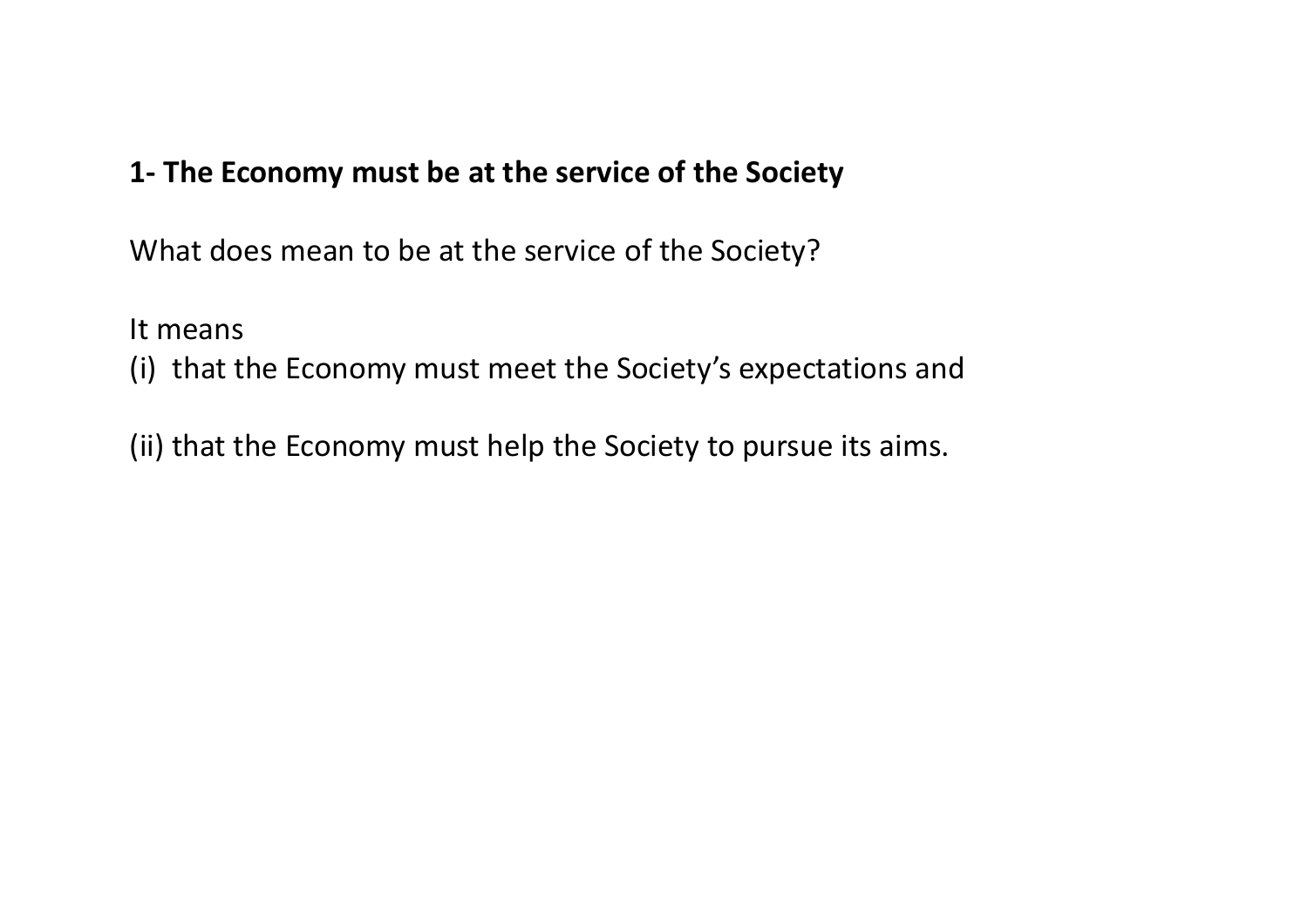**1- The Economy must be at the service of the Society**

What does mean to be at the service of the Society?

It means

(i) that the Economy must meet the Society's expectations and

(ii) that the Economy must help the Society to pursue its aims.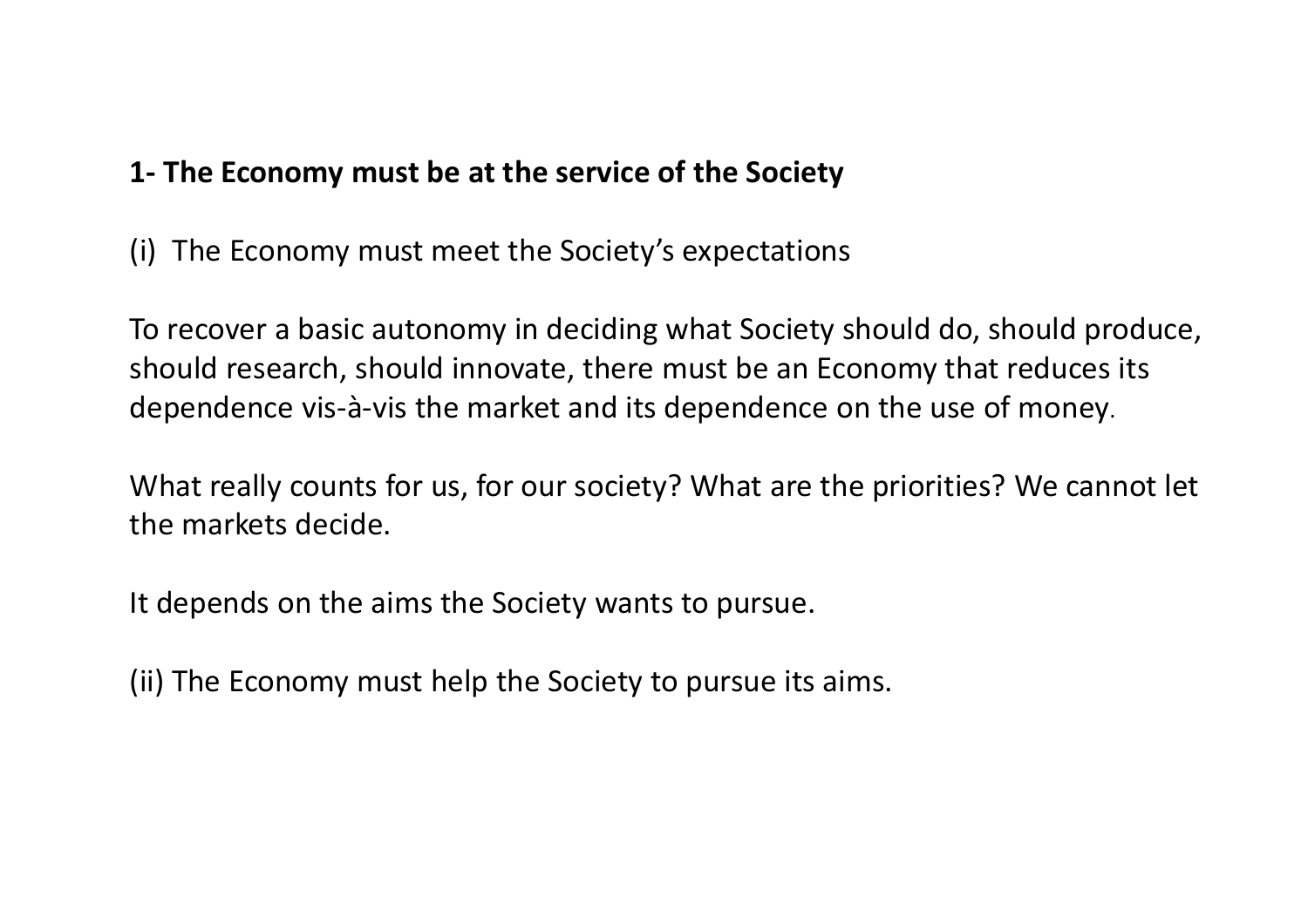**1- The Economy must be at the service of the Society**

(i) The Economy must meet the Society's expectations

To recover a basic autonomy in deciding what Society should do, should produce, should research, should innovate, there must be an Economy that reduces its dependence vis-à-vis the market and its dependence on the use of money.

What really counts for us, for our society? What are the priorities? We cannot let the markets decide.

It depends on the aims the Society wants to pursue.

(ii) The Economy must help the Society to pursue its aims.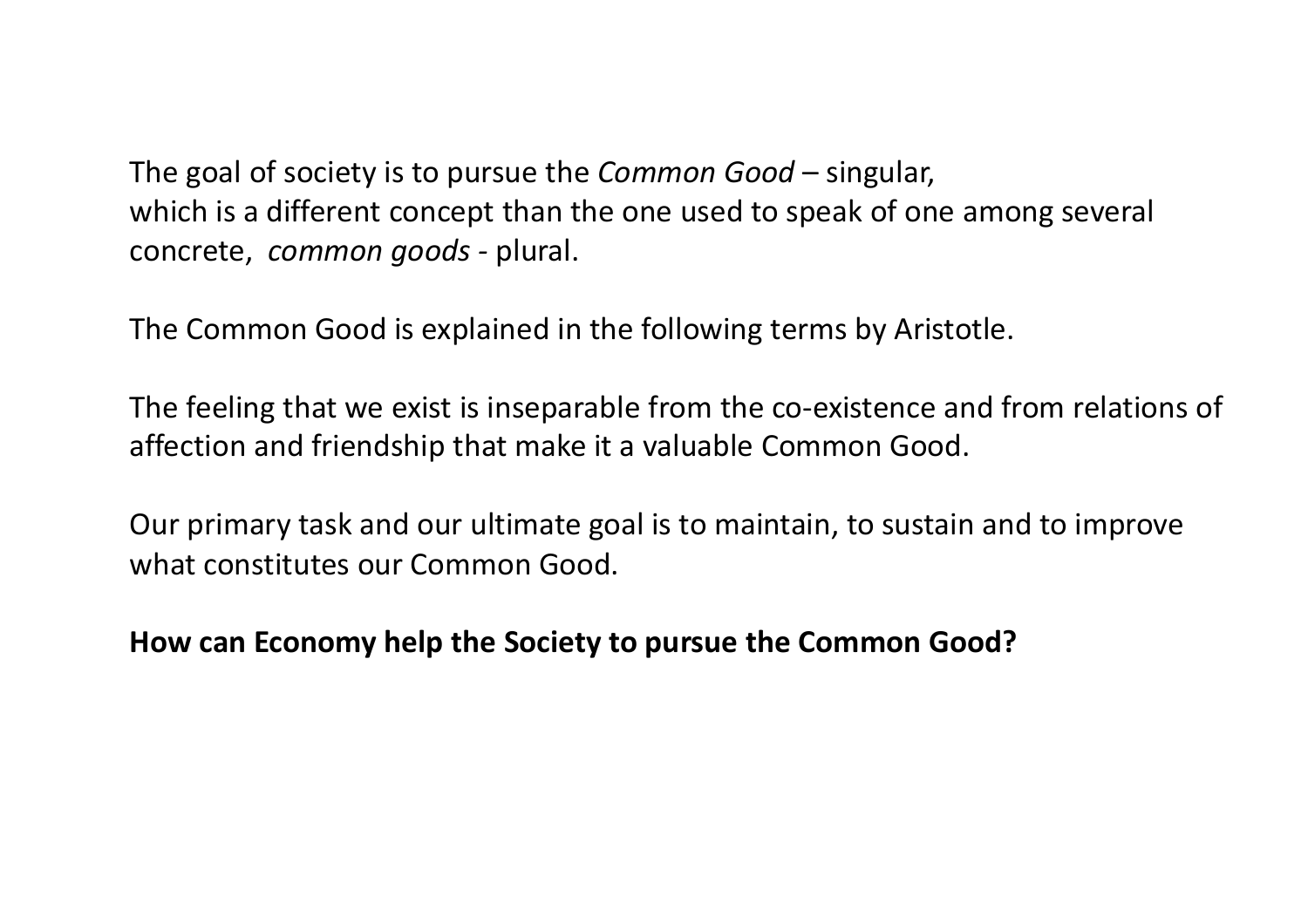The goal of society is to pursue the *Common Good* – singular, which is a different concept than the one used to speak of one among several concrete, *common goods* - plural.

The Common Good is explained in the following terms by Aristotle.

The feeling that we exist is inseparable from the co-existence and from relations of affection and friendship that make it a valuable Common Good.

Our primary task and our ultimate goal is to maintain, to sustain and to improve what constitutes our Common Good.

**How can Economy help the Society to pursue the Common Good?**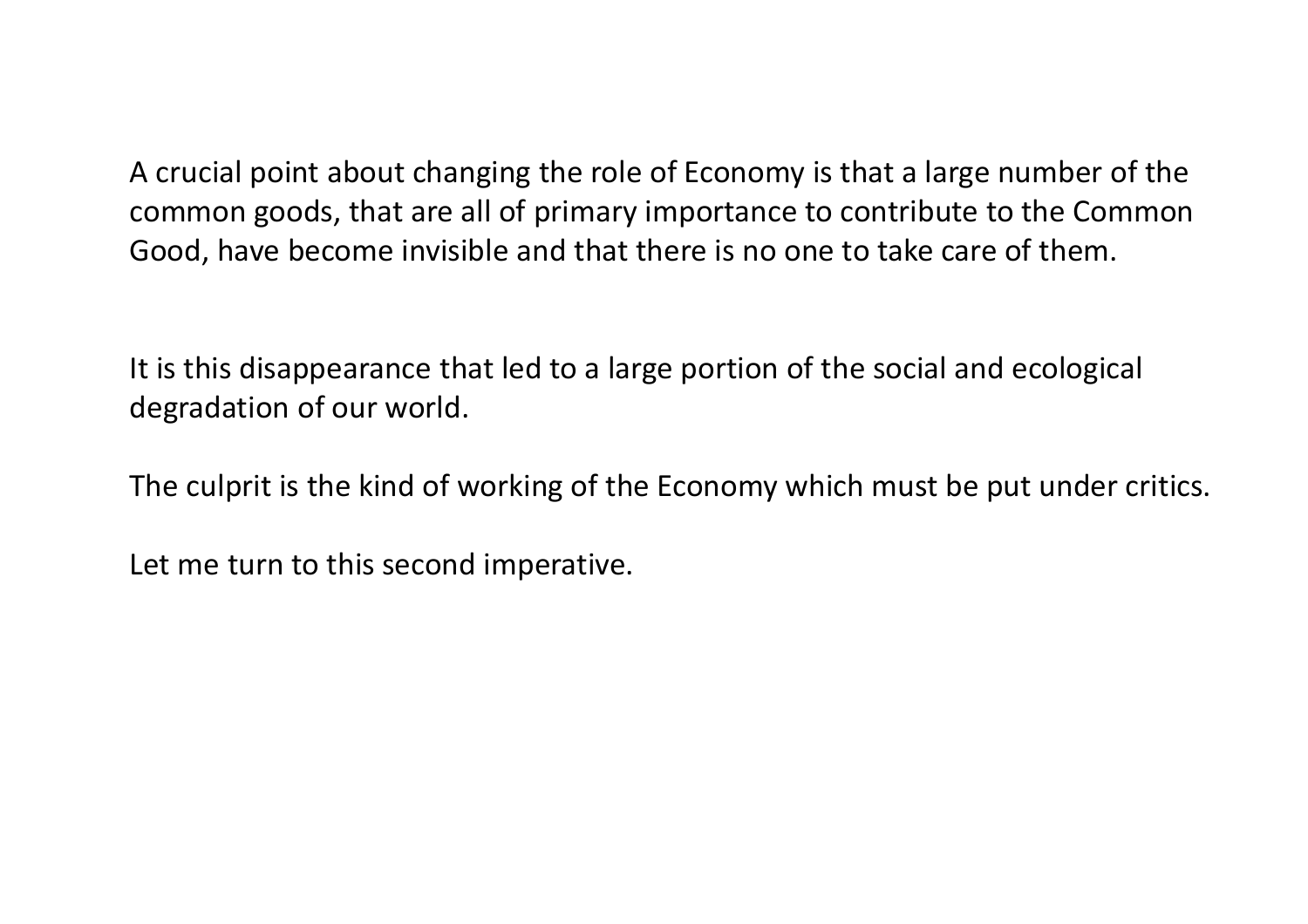A crucial point about changing the role of Economy is that a large number of the common goods, that are all of primary importance to contribute to the Common Good, have become invisible and that there is no one to take care of them.

It is this disappearance that led to a large portion of the social and ecological degradation of our world.

The culprit is the kind of working of the Economy which must be put under critics.

Let me turn to this second imperative.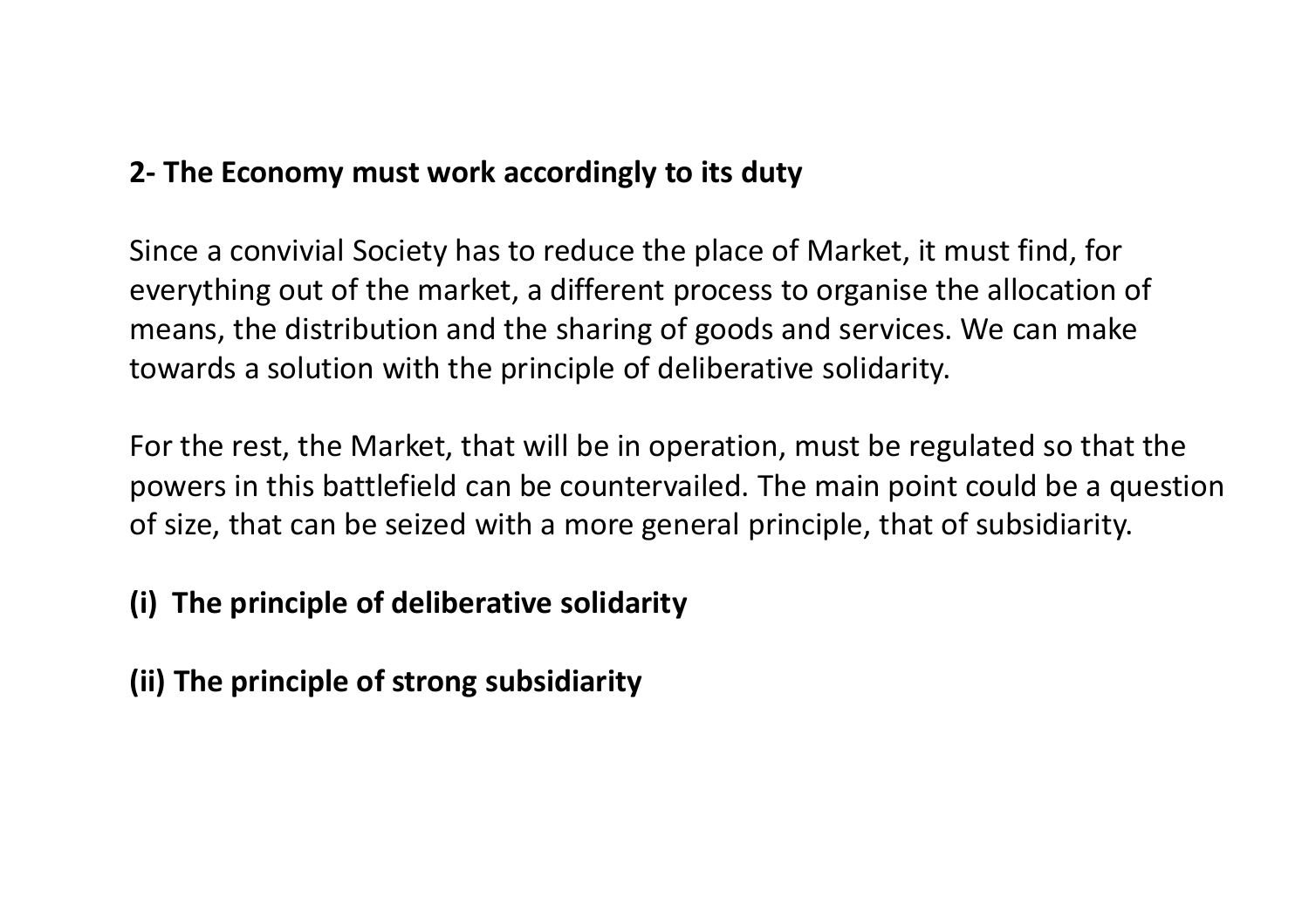## 2- The Economy must work accordingly to its duty

Since a convivial Society has to reduce the place of Market, it must find, for everything out of the market, a different process to organise the allocation of means, the distribution and the sharing of goods and services. We can make towards a solution with the principle of deliberative solidarity.

For the rest, the Market, that will be in operation, must be regulated so that the powers in this battlefield can be countervailed. The main point could be a question of size, that can be seized with a more general principle, that of subsidiarity.

### (i) The principle of deliberative solidarity

### (ii) The principle of strong subsidiarity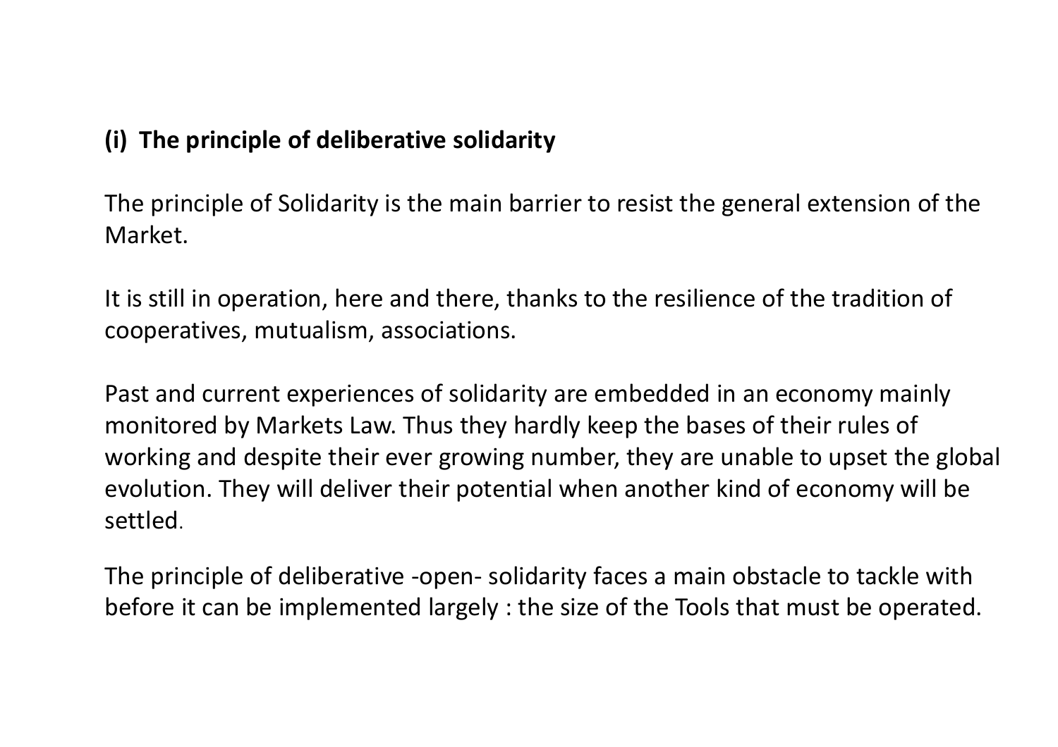### (i) The principle of deliberative solidarity

The principle of Solidarity is the main barrier to resist the general extension of the Market.

It is still in operation, here and there, thanks to the resilience of the tradition of cooperatives, mutualism, associations.

Past and current experiences of solidarity are embedded in an economy mainly monitored by Markets Law. Thus they hardly keep the bases of their rules of working and despite their ever growing number, they are unable to upset the global evolution. They will deliver their potential when another kind of economy will be settled.

The principle of deliberative -open- solidarity faces a main obstacle to tackle with before it can be implemented largely : the size of the Tools that must be operated.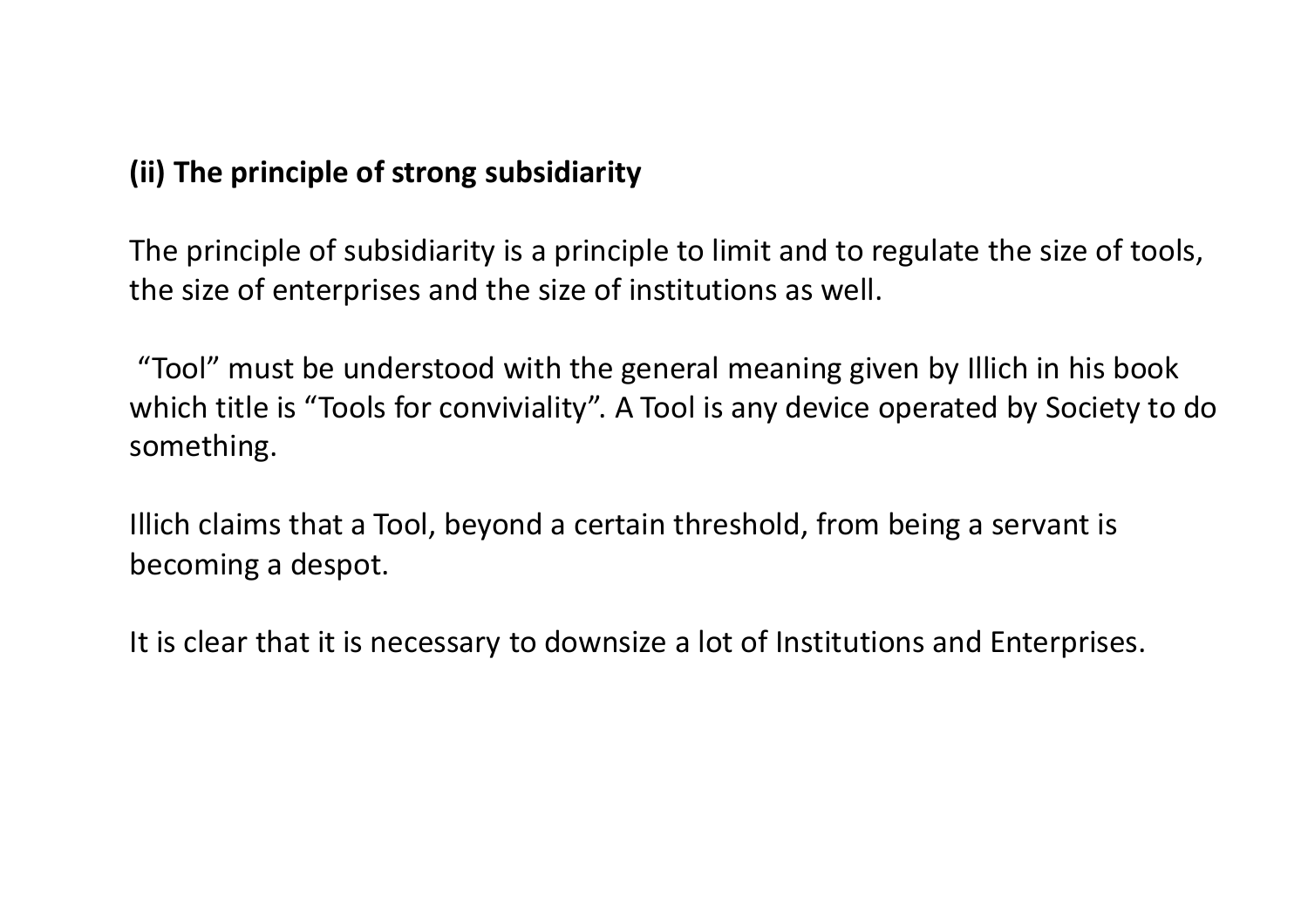**(ii) The principle of strong subsidiarity**

The principle of subsidiarity is a principle to limit and to regulate the size of tools, the size of enterprises and the size of institutions as well.

"Tool" must be understood with the general meaning given by Illich in his book which title is "Tools for conviviality". A Tool is any device operated by Society to do something.

Illich claims that a Tool, beyond a certain threshold, from being a servant is becoming a despot.

It is clear that it is necessary to downsize a lot of Institutions and Enterprises.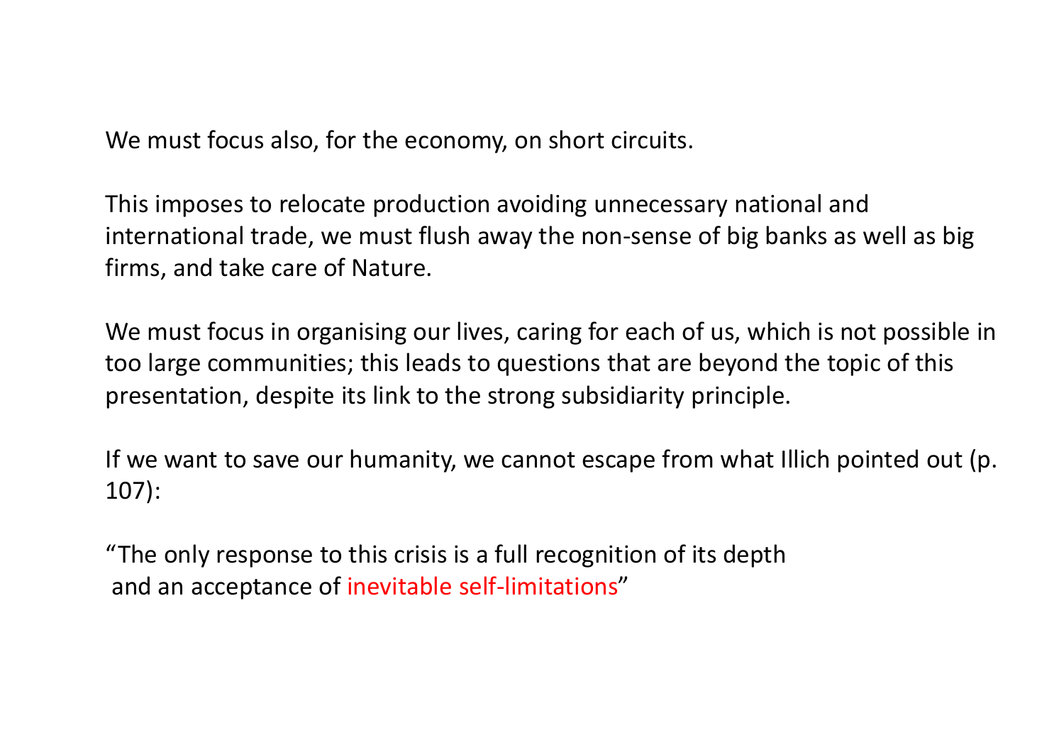We must focus also, for the economy, on short circuits.

This imposes to relocate production avoiding unnecessary national and international trade, we must flush away the non-sense of big banks as well as big firms, and take care of Nature.

We must focus in organising our lives, caring for each of us, which is not possible in too large communities; this leads to questions that are beyond the topic of this presentation, despite its link to the strong subsidiarity principle.

If we want to save our humanity, we cannot escape from what Illich pointed out (p. 107):

"The only response to this crisis is a full recognition of its depth and an acceptance of inevitable self-limitations"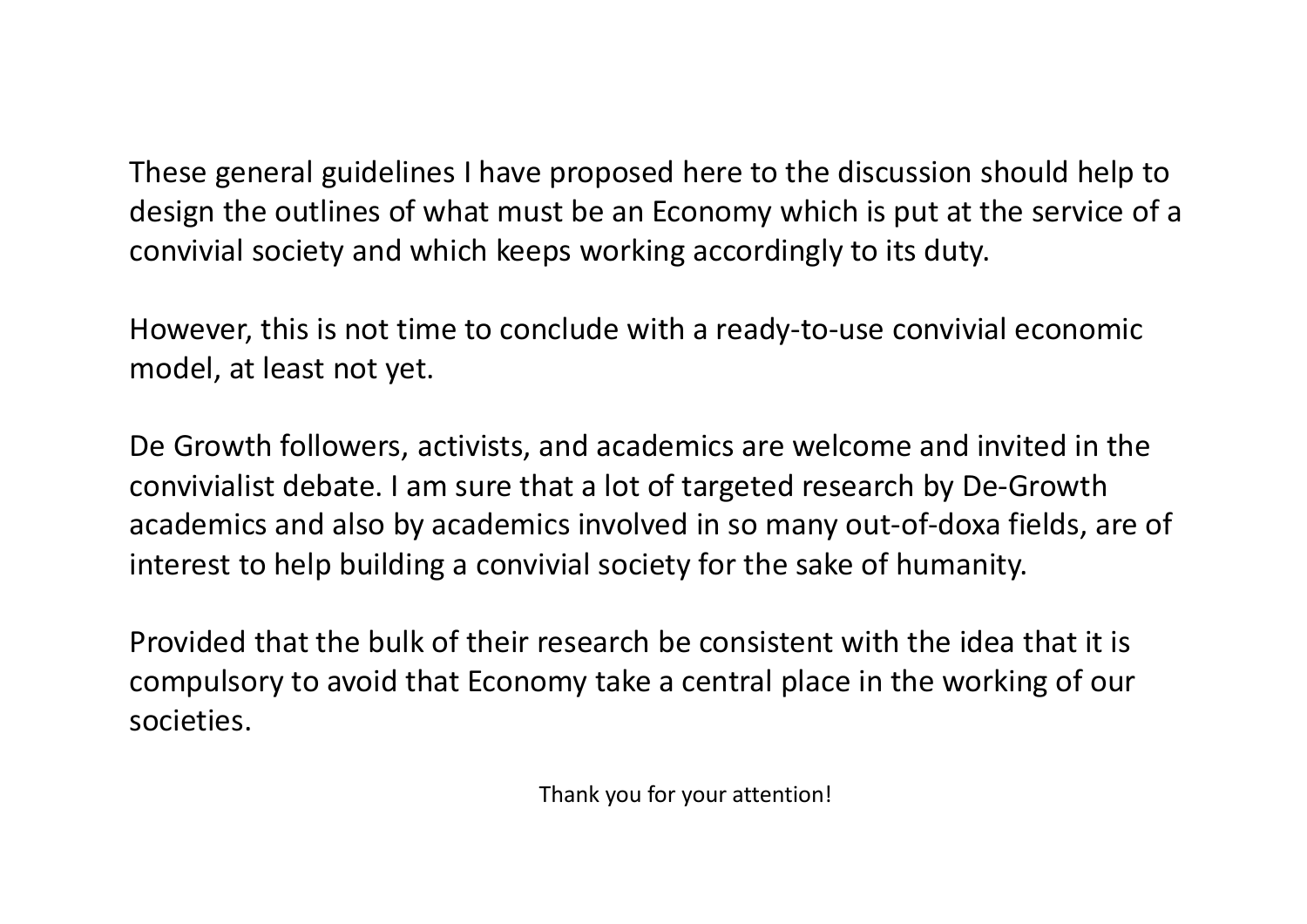These general guidelines I have proposed here to the discussion should help to design the outlines of what must be an Economy which is put at the service of a convivial society and which keeps working accordingly to its duty.

However, this is not time to conclude with a ready-to-use convivial economic model, at least not yet.

De Growth followers, activists, and academics are welcome and invited in the convivialist debate. I am sure that a lot of targeted research by De-Growth academics and also by academics involved in so many out-of-doxa fields, are of interest to help building a convivial society for the sake of humanity.

Provided that the bulk of their research be consistent with the idea that it is compulsory to avoid that Economy take a central place in the working of our societies.

Thank you for your attention!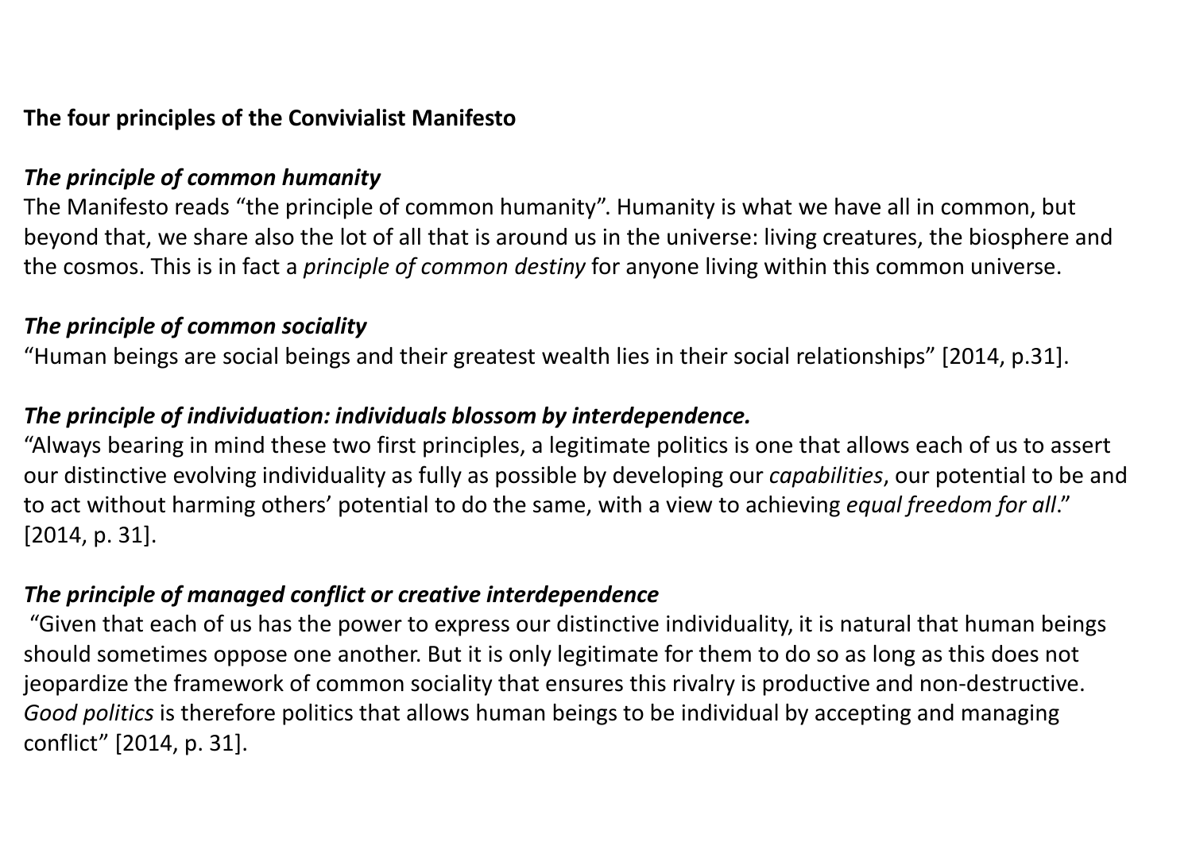**The four principles of the Convivialist Manifesto**

***The principle of common humanity***

The Manifesto reads "the principle of common humanity". Humanity is what we have all in common, but beyond that, we share also the lot of all that is around us in the universe: living creatures, the biosphere and the cosmos. This is in fact a *principle of common destiny* for anyone living within this common universe.

***The principle of common sociality***

"Human beings are social beings and their greatest wealth lies in their social relationships" [2014, p.31].

***The principle of individuation: individuals blossom by interdependence.***

"Always bearing in mind these two first principles, a legitimate politics is one that allows each of us to assert our distinctive evolving individuality as fully as possible by developing our *capabilities*, our potential to be and to act without harming others' potential to do the same, with a view to achieving *equal freedom for all*." [2014, p. 31].

***The principle of managed conflict or creative interdependence***

"Given that each of us has the power to express our distinctive individuality, it is natural that human beings should sometimes oppose one another. But it is only legitimate for them to do so as long as this does not jeopardize the framework of common sociality that ensures this rivalry is productive and non-destructive. *Good politics* is therefore politics that allows human beings to be individual by accepting and managing conflict" [2014, p. 31].